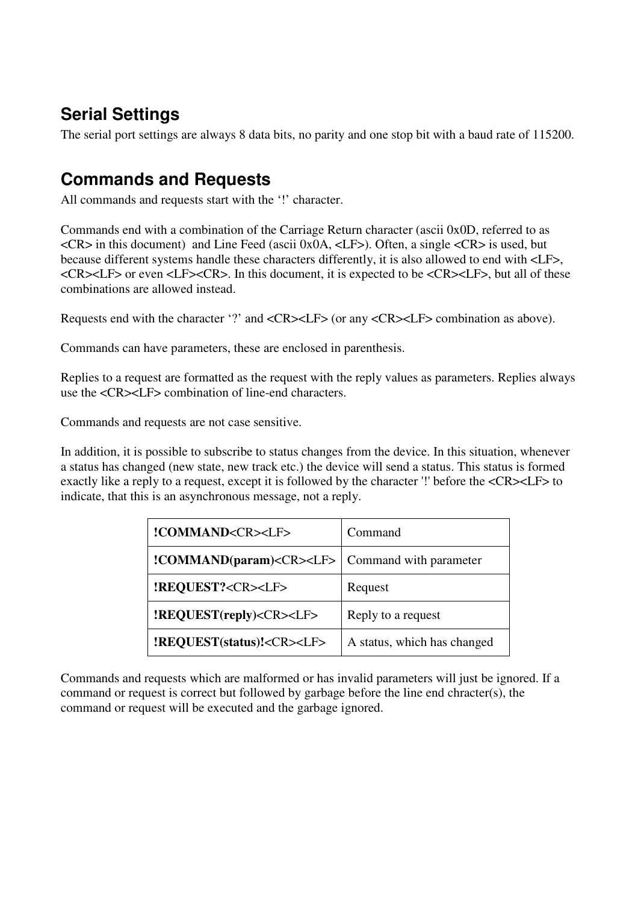## Serial Settings

The serial port settings are always 8 data bits, no parity and one stop bit with a baud rate of 115200.

## Commands and Requests

All commands and requests start with the '!' character.

Commands end with a combination of the Carriage Return character (ascii 0x0D, referred to as <CR> in this document) and Line Feed (ascii 0x0A, <LF>). Often, a single <CR> is used, but because different systems handle these characters differently, it is also allowed to end with <LF>, <CR><LF> or even <LF><CR>. In this document, it is expected to be <CR><LF>, but all of these combinations are allowed instead.

Requests end with the character '?' and <CR><LF> (or any <CR><LF> combination as above).

Commands can have parameters, these are enclosed in parenthesis.

Replies to a request are formatted as the request with the reply values as parameters. Replies always use the <CR><LF> combination of line-end characters.

Commands and requests are not case sensitive.

In addition, it is possible to subscribe to status changes from the device. In this situation, whenever a status has changed (new state, new track etc.) the device will send a status. This status is formed exactly like a reply to a request, except it is followed by the character '!' before the <CR><LF> to indicate, that this is an asynchronous message, not a reply.

| | |
|---|---|
| **!COMMAND**<CR><LF> | Command |
| **!COMMAND(param)**<CR><LF> | Command with parameter |
| **!REQUEST?**<CR><LF> | Request |
| **!REQUEST(reply)**<CR><LF> | Reply to a request |
| **!REQUEST(status)!**<CR><LF> | A status, which has changed |

Commands and requests which are malformed or has invalid parameters will just be ignored. If a command or request is correct but followed by garbage before the line end chracter(s), the command or request will be executed and the garbage ignored.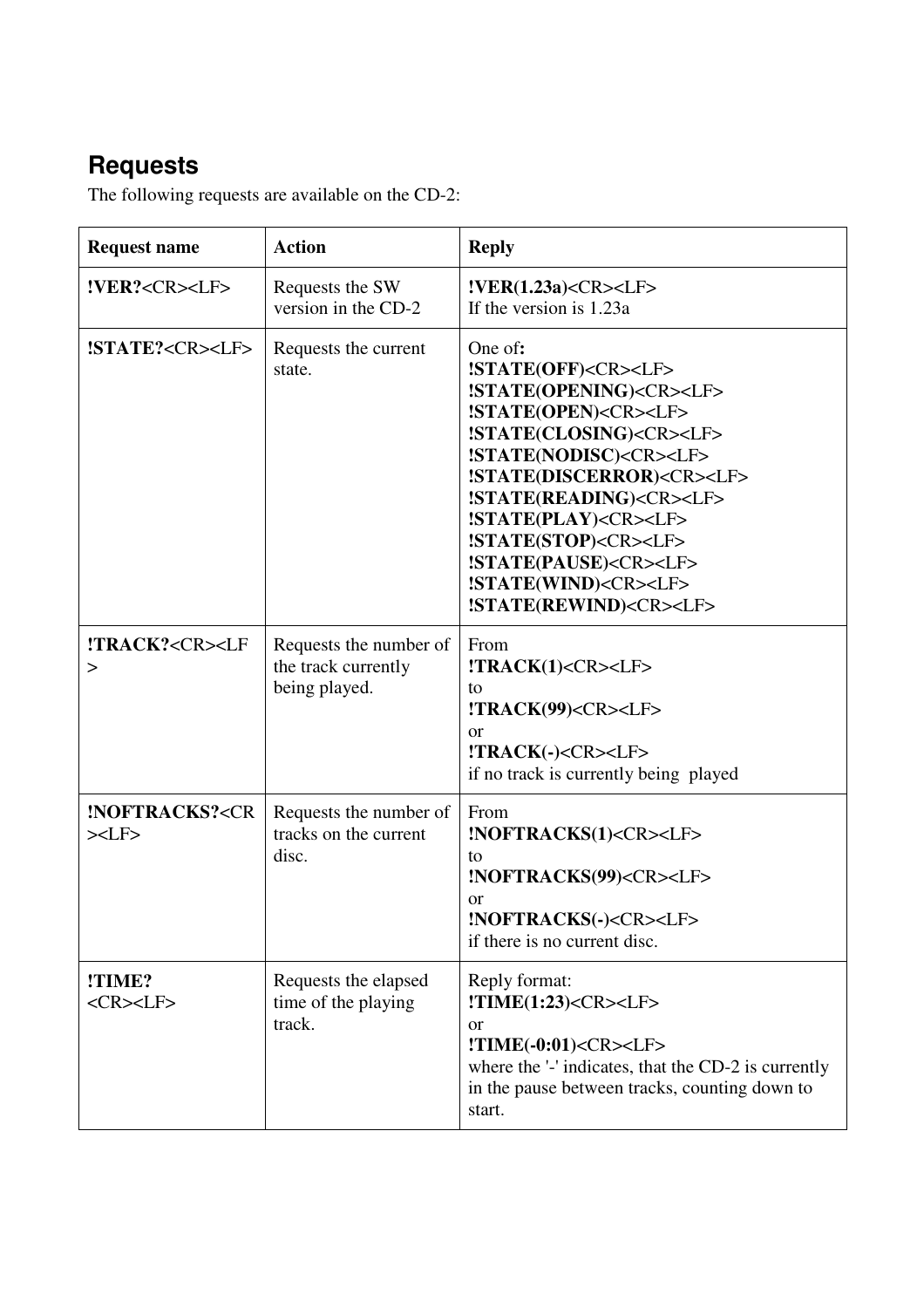## Requests

The following requests are available on the CD-2:

| Request name | Action | Reply |
| --- | --- | --- |
| **!VER?**<CR><LF> | Requests the SW version in the CD-2 | **!VER(1.23a)**<CR><LF><br>If the version is 1.23a |
| **!STATE?**<CR><LF> | Requests the current state. | One of**:**<br>**!STATE(OFF)**<CR><LF><br>**!STATE(OPENING)**<CR><LF><br>**!STATE(OPEN)**<CR><LF><br>**!STATE(CLOSING)**<CR><LF><br>**!STATE(NODISC)**<CR><LF><br>**!STATE(DISCERROR)**<CR><LF><br>**!STATE(READING)**<CR><LF><br>**!STATE(PLAY)**<CR><LF><br>**!STATE(STOP)**<CR><LF><br>**!STATE(PAUSE)**<CR><LF><br>**!STATE(WIND)**<CR><LF><br>**!STATE(REWIND)**<CR><LF> |
| **!TRACK?**<CR><LF> | Requests the number of the track currently being played. | From<br>**!TRACK(1)**<CR><LF><br>to<br>**!TRACK(99)**<CR><LF><br>or<br>**!TRACK(-)**<CR><LF><br>if no track is currently being played |
| **!NOFTRACKS?**<CR><LF> | Requests the number of tracks on the current disc. | From<br>**!NOFTRACKS(1)**<CR><LF><br>to<br>**!NOFTRACKS(99)**<CR><LF><br>or<br>**!NOFTRACKS(-)**<CR><LF><br>if there is no current disc. |
| **!TIME?**<br><CR><LF> | Requests the elapsed time of the playing track. | Reply format:<br>**!TIME(1:23)**<CR><LF><br>or<br>**!TIME(-0:01)**<CR><LF><br>where the '-' indicates, that the CD-2 is currently in the pause between tracks, counting down to start. |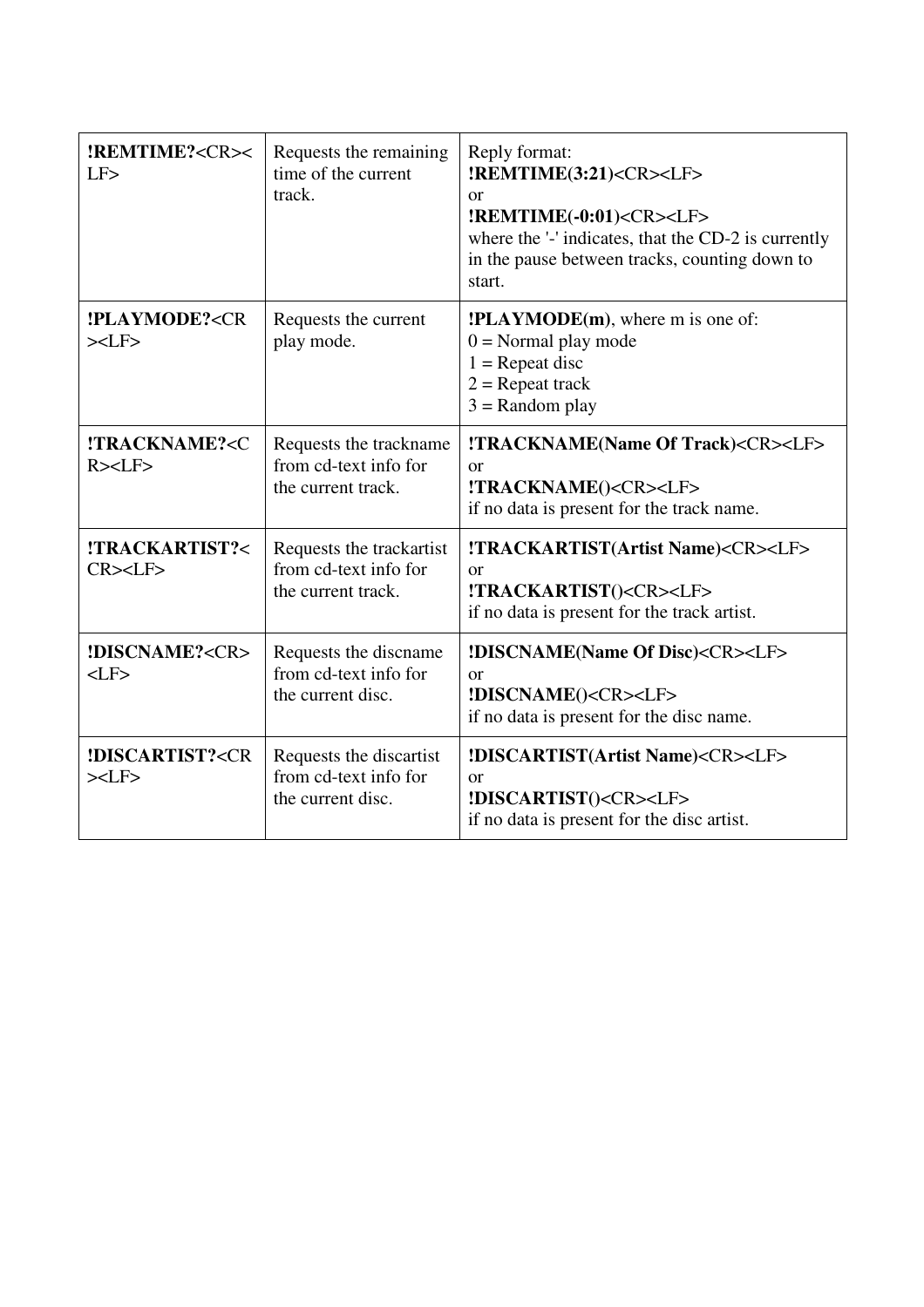| | | |
|---|---|---|
| **!REMTIME?**<CR><LF> | Requests the remaining time of the current track. | Reply format:<br>**!REMTIME(3:21)**<CR><LF><br>or<br>**!REMTIME(-0:01)**<CR><LF><br>where the '-' indicates, that the CD-2 is currently in the pause between tracks, counting down to start. |
| **!PLAYMODE?**<CR><LF> | Requests the current play mode. | **!PLAYMODE(m)**, where m is one of:<br>0 = Normal play mode<br>1 = Repeat disc<br>2 = Repeat track<br>3 = Random play |
| **!TRACKNAME?**<CR><LF> | Requests the trackname from cd-text info for the current track. | **!TRACKNAME(Name Of Track)**<CR><LF><br>or<br>**!TRACKNAME()**<CR><LF><br>if no data is present for the track name. |
| **!TRACKARTIST?**<CR><LF> | Requests the trackartist from cd-text info for the current track. | **!TRACKARTIST(Artist Name)**<CR><LF><br>or<br>**!TRACKARTIST()**<CR><LF><br>if no data is present for the track artist. |
| **!DISCNAME?**<CR><LF> | Requests the discname from cd-text info for the current disc. | **!DISCNAME(Name Of Disc)**<CR><LF><br>or<br>**!DISCNAME()**<CR><LF><br>if no data is present for the disc name. |
| **!DISCARTIST?**<CR><LF> | Requests the discartist from cd-text info for the current disc. | **!DISCARTIST(Artist Name)**<CR><LF><br>or<br>**!DISCARTIST()**<CR><LF><br>if no data is present for the disc artist. |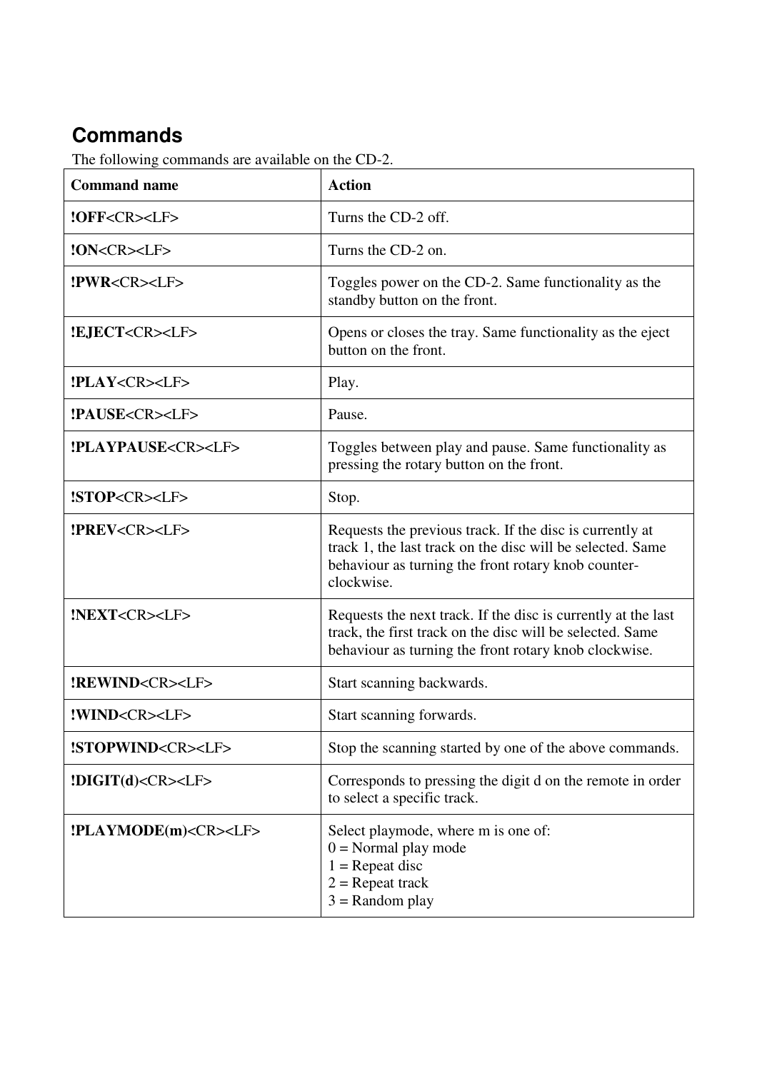## Commands

The following commands are available on the CD-2.

| Command name | Action |
|---|---|
| **!OFF**<CR><LF> | Turns the CD-2 off. |
| **!ON**<CR><LF> | Turns the CD-2 on. |
| **!PWR**<CR><LF> | Toggles power on the CD-2. Same functionality as the standby button on the front. |
| **!EJECT**<CR><LF> | Opens or closes the tray. Same functionality as the eject button on the front. |
| **!PLAY**<CR><LF> | Play. |
| **!PAUSE**<CR><LF> | Pause. |
| **!PLAYPAUSE**<CR><LF> | Toggles between play and pause. Same functionality as pressing the rotary button on the front. |
| **!STOP**<CR><LF> | Stop. |
| **!PREV**<CR><LF> | Requests the previous track. If the disc is currently at track 1, the last track on the disc will be selected. Same behaviour as turning the front rotary knob counter-clockwise. |
| **!NEXT**<CR><LF> | Requests the next track. If the disc is currently at the last track, the first track on the disc will be selected. Same behaviour as turning the front rotary knob clockwise. |
| **!REWIND**<CR><LF> | Start scanning backwards. |
| **!WIND**<CR><LF> | Start scanning forwards. |
| **!STOPWIND**<CR><LF> | Stop the scanning started by one of the above commands. |
| **!DIGIT(d)**<CR><LF> | Corresponds to pressing the digit d on the remote in order to select a specific track. |
| **!PLAYMODE(m)**<CR><LF> | Select playmode, where m is one of:<br>0 = Normal play mode<br>1 = Repeat disc<br>2 = Repeat track<br>3 = Random play |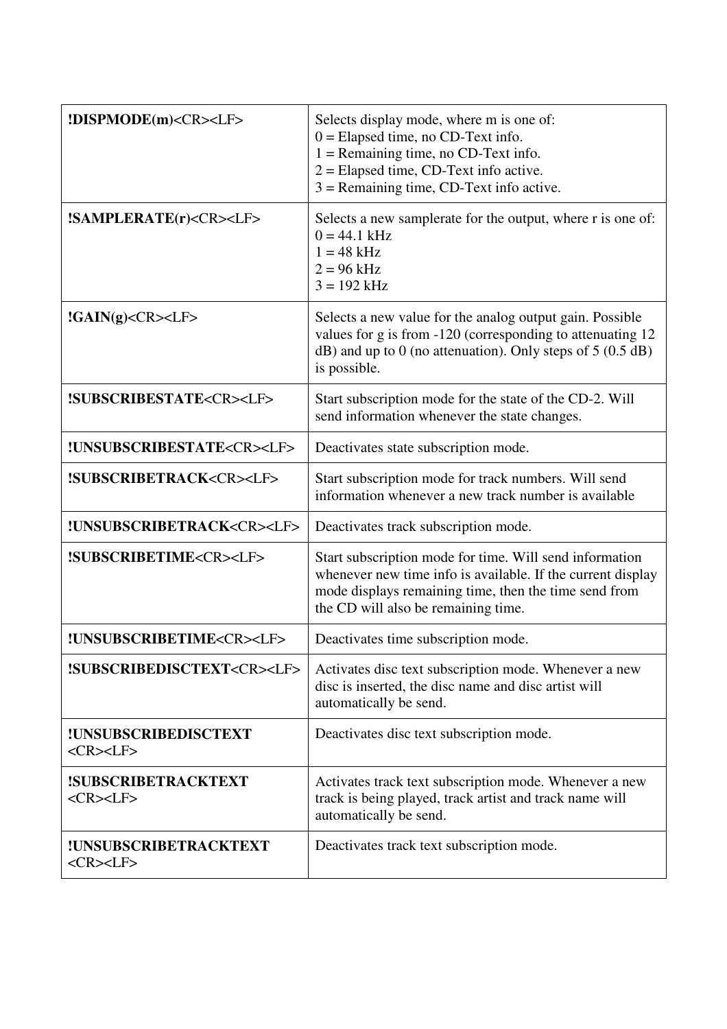| | |
|---|---|
| **!DISPMODE(m)**<CR><LF> | Selects display mode, where m is one of:<br>0 = Elapsed time, no CD-Text info.<br>1 = Remaining time, no CD-Text info.<br>2 = Elapsed time, CD-Text info active.<br>3 = Remaining time, CD-Text info active. |
| **!SAMPLERATE(r)**<CR><LF> | Selects a new samplerate for the output, where r is one of:<br>0 = 44.1 kHz<br>1 = 48 kHz<br>2 = 96 kHz<br>3 = 192 kHz |
| **!GAIN(g)**<CR><LF> | Selects a new value for the analog output gain. Possible values for g is from -120 (corresponding to attenuating 12 dB) and up to 0 (no attenuation). Only steps of 5 (0.5 dB) is possible. |
| **!SUBSCRIBESTATE**<CR><LF> | Start subscription mode for the state of the CD-2. Will send information whenever the state changes. |
| **!UNSUBSCRIBESTATE**<CR><LF> | Deactivates state subscription mode. |
| **!SUBSCRIBETRACK**<CR><LF> | Start subscription mode for track numbers. Will send information whenever a new track number is available |
| **!UNSUBSCRIBETRACK**<CR><LF> | Deactivates track subscription mode. |
| **!SUBSCRIBETIME**<CR><LF> | Start subscription mode for time. Will send information whenever new time info is available. If the current display mode displays remaining time, then the time send from the CD will also be remaining time. |
| **!UNSUBSCRIBETIME**<CR><LF> | Deactivates time subscription mode. |
| **!SUBSCRIBEDISCTEXT**<CR><LF> | Activates disc text subscription mode. Whenever a new disc is inserted, the disc name and disc artist will automatically be send. |
| **!UNSUBSCRIBEDISCTEXT** <CR><LF> | Deactivates disc text subscription mode. |
| **!SUBSCRIBETRACKTEXT** <CR><LF> | Activates track text subscription mode. Whenever a new track is being played, track artist and track name will automatically be send. |
| **!UNSUBSCRIBETRACKTEXT** <CR><LF> | Deactivates track text subscription mode. |